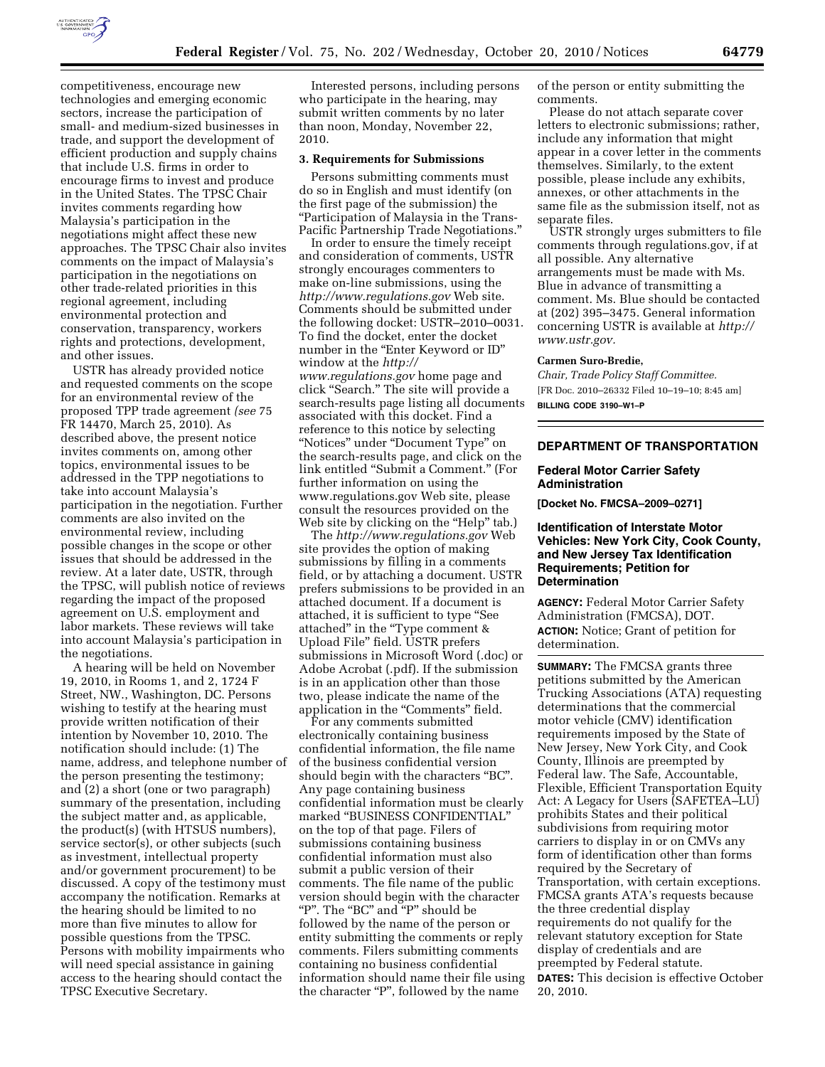competitiveness, encourage new technologies and emerging economic sectors, increase the participation of small- and medium-sized businesses in trade, and support the development of efficient production and supply chains that include U.S. firms in order to encourage firms to invest and produce in the United States. The TPSC Chair invites comments regarding how Malaysia's participation in the negotiations might affect these new approaches. The TPSC Chair also invites comments on the impact of Malaysia's participation in the negotiations on other trade-related priorities in this regional agreement, including environmental protection and conservation, transparency, workers rights and protections, development, and other issues.

USTR has already provided notice and requested comments on the scope for an environmental review of the proposed TPP trade agreement *(see* 75 FR 14470, March 25, 2010). As described above, the present notice invites comments on, among other topics, environmental issues to be addressed in the TPP negotiations to take into account Malaysia's participation in the negotiation. Further comments are also invited on the environmental review, including possible changes in the scope or other issues that should be addressed in the review. At a later date, USTR, through the TPSC, will publish notice of reviews regarding the impact of the proposed agreement on U.S. employment and labor markets. These reviews will take into account Malaysia's participation in the negotiations.

A hearing will be held on November 19, 2010, in Rooms 1, and 2, 1724 F Street, NW., Washington, DC. Persons wishing to testify at the hearing must provide written notification of their intention by November 10, 2010. The notification should include: (1) The name, address, and telephone number of the person presenting the testimony; and (2) a short (one or two paragraph) summary of the presentation, including the subject matter and, as applicable, the product(s) (with HTSUS numbers), service sector(s), or other subjects (such as investment, intellectual property and/or government procurement) to be discussed. A copy of the testimony must accompany the notification. Remarks at the hearing should be limited to no more than five minutes to allow for possible questions from the TPSC. Persons with mobility impairments who will need special assistance in gaining access to the hearing should contact the TPSC Executive Secretary.

Interested persons, including persons who participate in the hearing, may submit written comments by no later than noon, Monday, November 22, 2010.

**3. Requirements for Submissions**

Persons submitting comments must do so in English and must identify (on the first page of the submission) the "Participation of Malaysia in the Trans-Pacific Partnership Trade Negotiations."

In order to ensure the timely receipt and consideration of comments, USTR strongly encourages commenters to make on-line submissions, using the *http://www.regulations.gov* Web site. Comments should be submitted under the following docket: USTR–2010–0031. To find the docket, enter the docket number in the "Enter Keyword or ID" window at the *http://www.regulations.gov* home page and click "Search." The site will provide a search-results page listing all documents associated with this docket. Find a reference to this notice by selecting "Notices" under "Document Type" on the search-results page, and click on the link entitled "Submit a Comment." (For further information on using the www.regulations.gov Web site, please consult the resources provided on the Web site by clicking on the "Help" tab.)

The *http://www.regulations.gov* Web site provides the option of making submissions by filling in a comments field, or by attaching a document. USTR prefers submissions to be provided in an attached document. If a document is attached, it is sufficient to type "See attached" in the "Type comment & Upload File" field. USTR prefers submissions in Microsoft Word (.doc) or Adobe Acrobat (.pdf). If the submission is in an application other than those two, please indicate the name of the application in the "Comments" field.

For any comments submitted electronically containing business confidential information, the file name of the business confidential version should begin with the characters "BC". Any page containing business confidential information must be clearly marked "BUSINESS CONFIDENTIAL" on the top of that page. Filers of submissions containing business confidential information must also submit a public version of their comments. The file name of the public version should begin with the character "P". The "BC" and "P" should be followed by the name of the person or entity submitting the comments or reply comments. Filers submitting comments containing no business confidential information should name their file using the character "P", followed by the name of the person or entity submitting the comments.

Please do not attach separate cover letters to electronic submissions; rather, include any information that might appear in a cover letter in the comments themselves. Similarly, to the extent possible, please include any exhibits, annexes, or other attachments in the same file as the submission itself, not as separate files.

USTR strongly urges submitters to file comments through regulations.gov, if at all possible. Any alternative arrangements must be made with Ms. Blue in advance of transmitting a comment. Ms. Blue should be contacted at (202) 395–3475. General information concerning USTR is available at *http://www.ustr.gov.*

**Carmen Suro-Bredie,**

*Chair, Trade Policy Staff Committee.*

[FR Doc. 2010–26332 Filed 10–19–10; 8:45 am]

**BILLING CODE 3190–W1–P**

## DEPARTMENT OF TRANSPORTATION

### Federal Motor Carrier Safety Administration

**[Docket No. FMCSA–2009–0271]**

### Identification of Interstate Motor Vehicles: New York City, Cook County, and New Jersey Tax Identification Requirements; Petition for Determination

**AGENCY:** Federal Motor Carrier Safety Administration (FMCSA), DOT.

**ACTION:** Notice; Grant of petition for determination.

**SUMMARY:** The FMCSA grants three petitions submitted by the American Trucking Associations (ATA) requesting determinations that the commercial motor vehicle (CMV) identification requirements imposed by the State of New Jersey, New York City, and Cook County, Illinois are preempted by Federal law. The Safe, Accountable, Flexible, Efficient Transportation Equity Act: A Legacy for Users (SAFETEA–LU) prohibits States and their political subdivisions from requiring motor carriers to display in or on CMVs any form of identification other than forms required by the Secretary of Transportation, with certain exceptions. FMCSA grants ATA's requests because the three credential display requirements do not qualify for the relevant statutory exception for State display of credentials and are preempted by Federal statute.

**DATES:** This decision is effective October 20, 2010.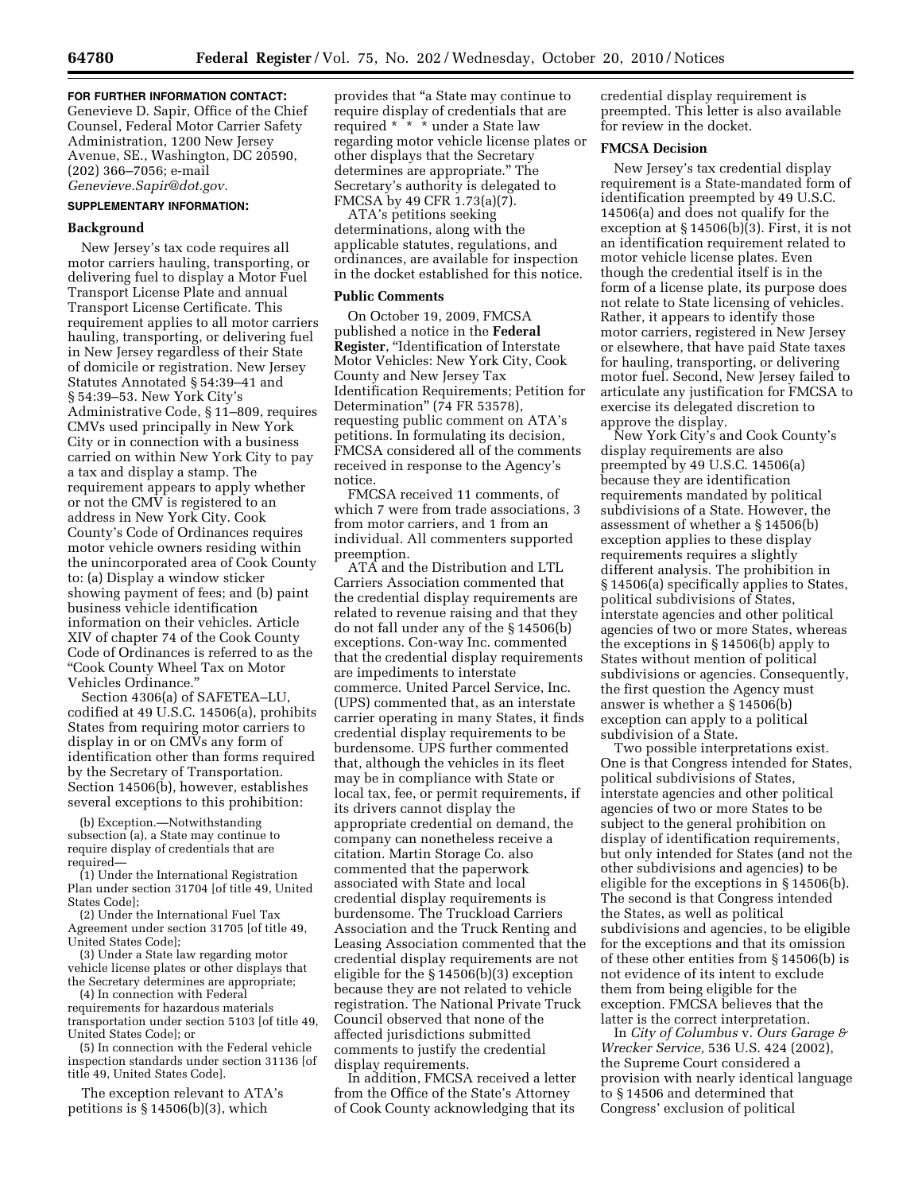**FOR FURTHER INFORMATION CONTACT:** Genevieve D. Sapir, Office of the Chief Counsel, Federal Motor Carrier Safety Administration, 1200 New Jersey Avenue, SE., Washington, DC 20590, (202) 366–7056; e-mail *Genevieve.Sapir@dot.gov.*

**SUPPLEMENTARY INFORMATION:**

**Background**

New Jersey's tax code requires all motor carriers hauling, transporting, or delivering fuel to display a Motor Fuel Transport License Plate and annual Transport License Certificate. This requirement applies to all motor carriers hauling, transporting, or delivering fuel in New Jersey regardless of their State of domicile or registration. New Jersey Statutes Annotated § 54:39–41 and § 54:39–53. New York City's Administrative Code, § 11–809, requires CMVs used principally in New York City or in connection with a business carried on within New York City to pay a tax and display a stamp. The requirement appears to apply whether or not the CMV is registered to an address in New York City. Cook County's Code of Ordinances requires motor vehicle owners residing within the unincorporated area of Cook County to: (a) Display a window sticker showing payment of fees; and (b) paint business vehicle identification information on their vehicles. Article XIV of chapter 74 of the Cook County Code of Ordinances is referred to as the "Cook County Wheel Tax on Motor Vehicles Ordinance."

Section 4306(a) of SAFETEA–LU, codified at 49 U.S.C. 14506(a), prohibits States from requiring motor carriers to display in or on CMVs any form of identification other than forms required by the Secretary of Transportation. Section 14506(b), however, establishes several exceptions to this prohibition:

(b) Exception.—Notwithstanding subsection (a), a State may continue to require display of credentials that are required—

(1) Under the International Registration Plan under section 31704 [of title 49, United States Code];

(2) Under the International Fuel Tax Agreement under section 31705 [of title 49, United States Code];

(3) Under a State law regarding motor vehicle license plates or other displays that the Secretary determines are appropriate;

(4) In connection with Federal requirements for hazardous materials transportation under section 5103 [of title 49, United States Code]; or

(5) In connection with the Federal vehicle inspection standards under section 31136 [of title 49, United States Code].

The exception relevant to ATA's petitions is § 14506(b)(3), which provides that "a State may continue to require display of credentials that are required * * * under a State law regarding motor vehicle license plates or other displays that the Secretary determines are appropriate." The Secretary's authority is delegated to FMCSA by 49 CFR 1.73(a)(7).

ATA's petitions seeking determinations, along with the applicable statutes, regulations, and ordinances, are available for inspection in the docket established for this notice.

**Public Comments**

On October 19, 2009, FMCSA published a notice in the **Federal Register**, "Identification of Interstate Motor Vehicles: New York City, Cook County and New Jersey Tax Identification Requirements; Petition for Determination" (74 FR 53578), requesting public comment on ATA's petitions. In formulating its decision, FMCSA considered all of the comments received in response to the Agency's notice.

FMCSA received 11 comments, of which 7 were from trade associations, 3 from motor carriers, and 1 from an individual. All commenters supported preemption.

ATA and the Distribution and LTL Carriers Association commented that the credential display requirements are related to revenue raising and that they do not fall under any of the § 14506(b) exceptions. Con-way Inc. commented that the credential display requirements are impediments to interstate commerce. United Parcel Service, Inc. (UPS) commented that, as an interstate carrier operating in many States, it finds credential display requirements to be burdensome. UPS further commented that, although the vehicles in its fleet may be in compliance with State or local tax, fee, or permit requirements, if its drivers cannot display the appropriate credential on demand, the company can nonetheless receive a citation. Martin Storage Co. also commented that the paperwork associated with State and local credential display requirements is burdensome. The Truckload Carriers Association and the Truck Renting and Leasing Association commented that the credential display requirements are not eligible for the § 14506(b)(3) exception because they are not related to vehicle registration. The National Private Truck Council observed that none of the affected jurisdictions submitted comments to justify the credential display requirements.

In addition, FMCSA received a letter from the Office of the State's Attorney of Cook County acknowledging that its credential display requirement is preempted. This letter is also available for review in the docket.

**FMCSA Decision**

New Jersey's tax credential display requirement is a State-mandated form of identification preempted by 49 U.S.C. 14506(a) and does not qualify for the exception at § 14506(b)(3). First, it is not an identification requirement related to motor vehicle license plates. Even though the credential itself is in the form of a license plate, its purpose does not relate to State licensing of vehicles. Rather, it appears to identify those motor carriers, registered in New Jersey or elsewhere, that have paid State taxes for hauling, transporting, or delivering motor fuel. Second, New Jersey failed to articulate any justification for FMCSA to exercise its delegated discretion to approve the display.

New York City's and Cook County's display requirements are also preempted by 49 U.S.C. 14506(a) because they are identification requirements mandated by political subdivisions of a State. However, the assessment of whether a § 14506(b) exception applies to these display requirements requires a slightly different analysis. The prohibition in § 14506(a) specifically applies to States, political subdivisions of States, interstate agencies and other political agencies of two or more States, whereas the exceptions in § 14506(b) apply to States without mention of political subdivisions or agencies. Consequently, the first question the Agency must answer is whether a § 14506(b) exception can apply to a political subdivision of a State.

Two possible interpretations exist. One is that Congress intended for States, political subdivisions of States, interstate agencies and other political agencies of two or more States to be subject to the general prohibition on display of identification requirements, but only intended for States (and not the other subdivisions and agencies) to be eligible for the exceptions in § 14506(b). The second is that Congress intended the States, as well as political subdivisions and agencies, to be eligible for the exceptions and that its omission of these other entities from § 14506(b) is not evidence of its intent to exclude them from being eligible for the exception. FMCSA believes that the latter is the correct interpretation.

In *City of Columbus* v. *Ours Garage & Wrecker Service,* 536 U.S. 424 (2002), the Supreme Court considered a provision with nearly identical language to § 14506 and determined that Congress' exclusion of political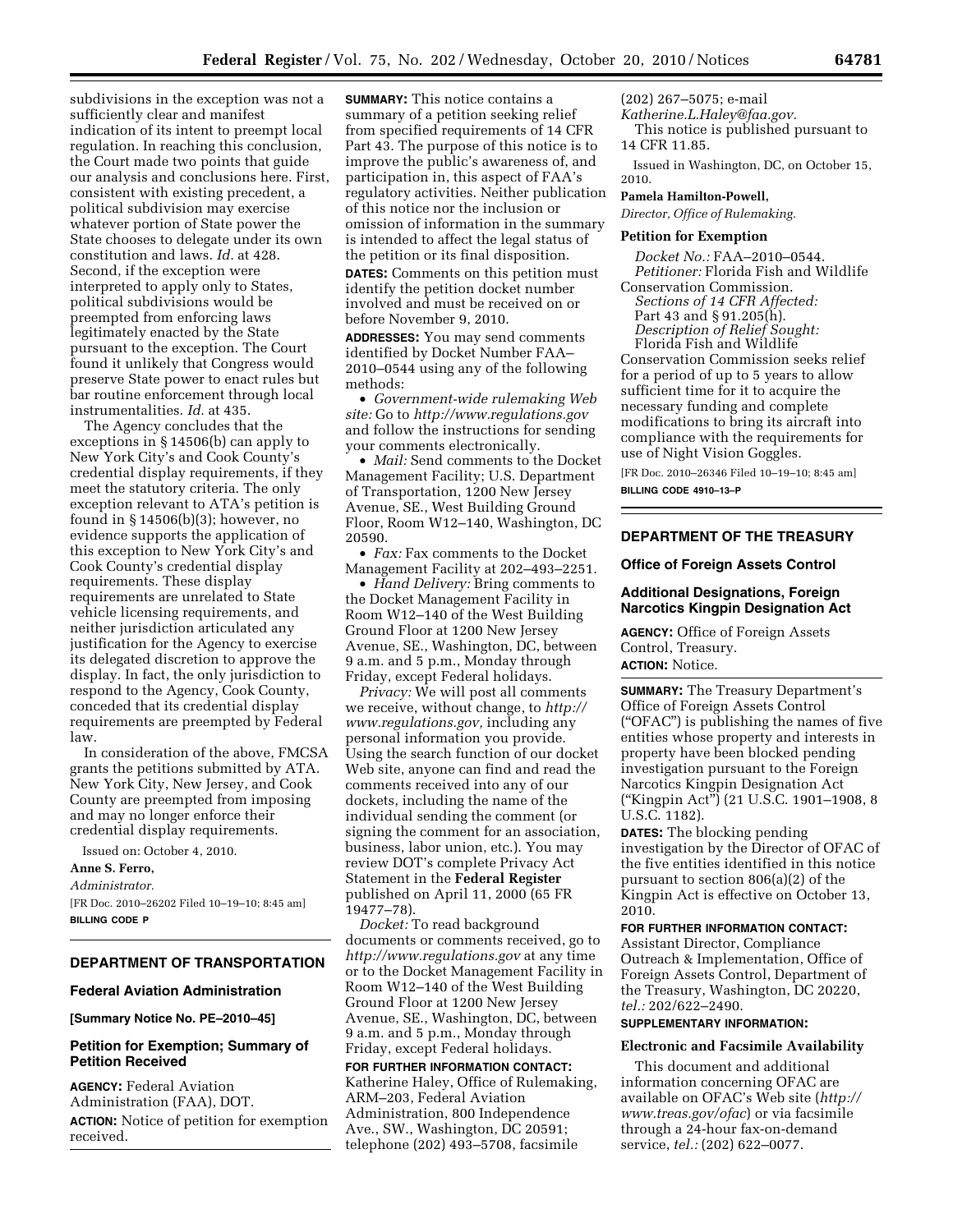subdivisions in the exception was not a sufficiently clear and manifest indication of its intent to preempt local regulation. In reaching this conclusion, the Court made two points that guide our analysis and conclusions here. First, consistent with existing precedent, a political subdivision may exercise whatever portion of State power the State chooses to delegate under its own constitution and laws. *Id.* at 428. Second, if the exception were interpreted to apply only to States, political subdivisions would be preempted from enforcing laws legitimately enacted by the State pursuant to the exception. The Court found it unlikely that Congress would preserve State power to enact rules but bar routine enforcement through local instrumentalities. *Id.* at 435.

The Agency concludes that the exceptions in § 14506(b) can apply to New York City's and Cook County's credential display requirements, if they meet the statutory criteria. The only exception relevant to ATA's petition is found in § 14506(b)(3); however, no evidence supports the application of this exception to New York City's and Cook County's credential display requirements. These display requirements are unrelated to State vehicle licensing requirements, and neither jurisdiction articulated any justification for the Agency to exercise its delegated discretion to approve the display. In fact, the only jurisdiction to respond to the Agency, Cook County, conceded that its credential display requirements are preempted by Federal law.

In consideration of the above, FMCSA grants the petitions submitted by ATA. New York City, New Jersey, and Cook County are preempted from imposing and may no longer enforce their credential display requirements.

Issued on: October 4, 2010.

**Anne S. Ferro,**

*Administrator.*

[FR Doc. 2010–26202 Filed 10–19–10; 8:45 am]

**BILLING CODE P**

## DEPARTMENT OF TRANSPORTATION

### Federal Aviation Administration

**[Summary Notice No. PE–2010–45]**

### Petition for Exemption; Summary of Petition Received

**AGENCY:** Federal Aviation Administration (FAA), DOT.

**ACTION:** Notice of petition for exemption received.

**SUMMARY:** This notice contains a summary of a petition seeking relief from specified requirements of 14 CFR Part 43. The purpose of this notice is to improve the public's awareness of, and participation in, this aspect of FAA's regulatory activities. Neither publication of this notice nor the inclusion or omission of information in the summary is intended to affect the legal status of the petition or its final disposition.

**DATES:** Comments on this petition must identify the petition docket number involved and must be received on or before November 9, 2010.

**ADDRESSES:** You may send comments identified by Docket Number FAA–2010–0544 using any of the following methods:

- *Government-wide rulemaking Web site:* Go to *http://www.regulations.gov* and follow the instructions for sending your comments electronically.
- *Mail:* Send comments to the Docket Management Facility; U.S. Department of Transportation, 1200 New Jersey Avenue, SE., West Building Ground Floor, Room W12–140, Washington, DC 20590.
- *Fax:* Fax comments to the Docket Management Facility at 202–493–2251.
- *Hand Delivery:* Bring comments to the Docket Management Facility in Room W12–140 of the West Building Ground Floor at 1200 New Jersey Avenue, SE., Washington, DC, between 9 a.m. and 5 p.m., Monday through Friday, except Federal holidays.

*Privacy:* We will post all comments we receive, without change, to *http://www.regulations.gov,* including any personal information you provide. Using the search function of our docket Web site, anyone can find and read the comments received into any of our dockets, including the name of the individual sending the comment (or signing the comment for an association, business, labor union, etc.). You may review DOT's complete Privacy Act Statement in the **Federal Register** published on April 11, 2000 (65 FR 19477–78).

*Docket:* To read background documents or comments received, go to *http://www.regulations.gov* at any time or to the Docket Management Facility in Room W12–140 of the West Building Ground Floor at 1200 New Jersey Avenue, SE., Washington, DC, between 9 a.m. and 5 p.m., Monday through Friday, except Federal holidays.

**FOR FURTHER INFORMATION CONTACT:** Katherine Haley, Office of Rulemaking, ARM–203, Federal Aviation Administration, 800 Independence Ave., SW., Washington, DC 20591; telephone (202) 493–5708, facsimile (202) 267–5075; e-mail *Katherine.L.Haley@faa.gov.*

This notice is published pursuant to 14 CFR 11.85.

Issued in Washington, DC, on October 15, 2010.

**Pamela Hamilton-Powell,**

*Director, Office of Rulemaking.*

#### Petition for Exemption

*Docket No.:* FAA–2010–0544.

*Petitioner:* Florida Fish and Wildlife Conservation Commission.

*Sections of 14 CFR Affected:* Part 43 and § 91.205(h).

*Description of Relief Sought:* Florida Fish and Wildlife Conservation Commission seeks relief for a period of up to 5 years to allow sufficient time for it to acquire the necessary funding and complete modifications to bring its aircraft into compliance with the requirements for use of Night Vision Goggles.

[FR Doc. 2010–26346 Filed 10–19–10; 8:45 am]

**BILLING CODE 4910–13–P**

## DEPARTMENT OF THE TREASURY

### Office of Foreign Assets Control

### Additional Designations, Foreign Narcotics Kingpin Designation Act

**AGENCY:** Office of Foreign Assets Control, Treasury.

**ACTION:** Notice.

**SUMMARY:** The Treasury Department's Office of Foreign Assets Control ("OFAC") is publishing the names of five entities whose property and interests in property have been blocked pending investigation pursuant to the Foreign Narcotics Kingpin Designation Act ("Kingpin Act") (21 U.S.C. 1901–1908, 8 U.S.C. 1182).

**DATES:** The blocking pending investigation by the Director of OFAC of the five entities identified in this notice pursuant to section 806(a)(2) of the Kingpin Act is effective on October 13, 2010.

**FOR FURTHER INFORMATION CONTACT:** Assistant Director, Compliance Outreach & Implementation, Office of Foreign Assets Control, Department of the Treasury, Washington, DC 20220, *tel.:* 202/622–2490.

**SUPPLEMENTARY INFORMATION:**

#### Electronic and Facsimile Availability

This document and additional information concerning OFAC are available on OFAC's Web site (*http://www.treas.gov/ofac*) or via facsimile through a 24-hour fax-on-demand service, *tel.:* (202) 622–0077.